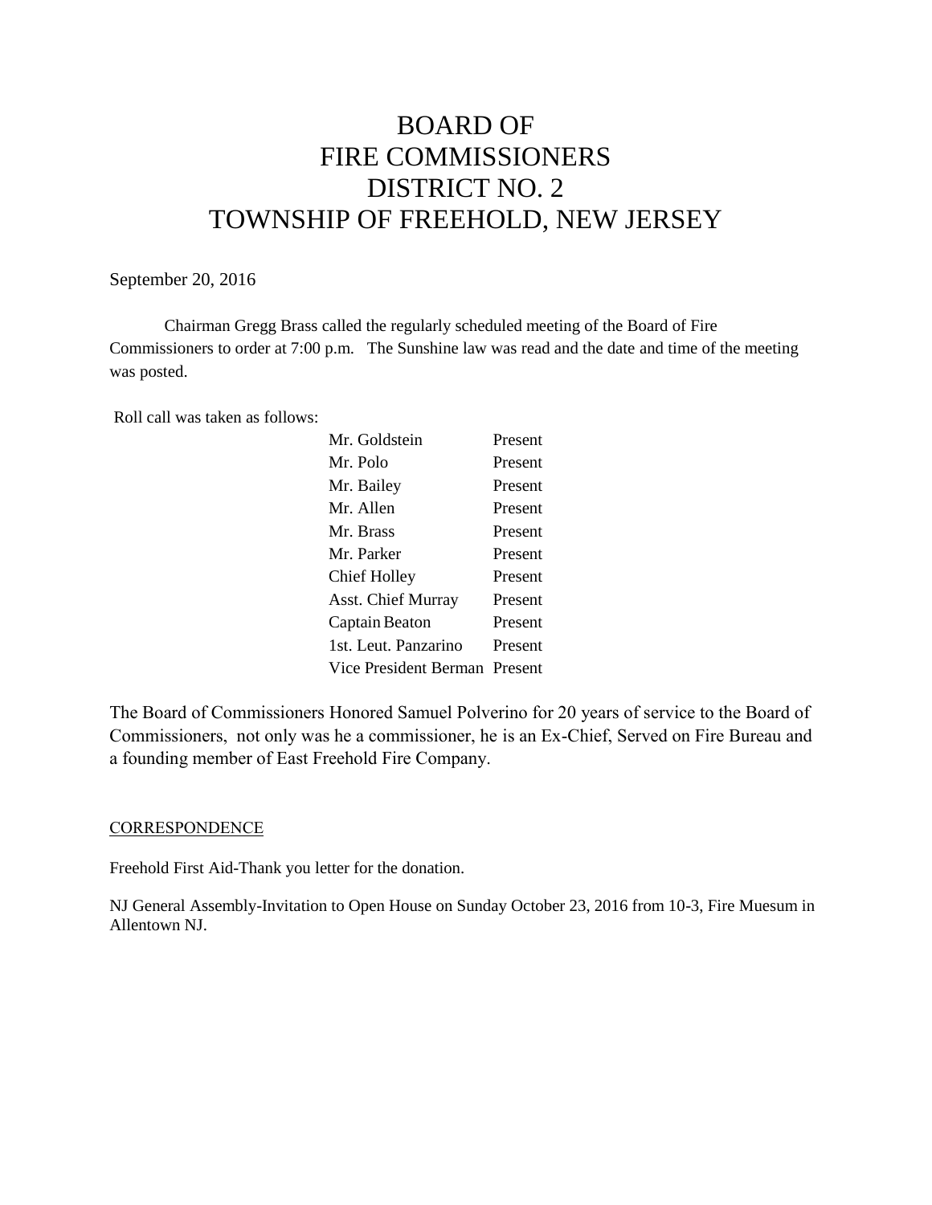# BOARD OF FIRE COMMISSIONERS DISTRICT NO. 2 TOWNSHIP OF FREEHOLD, NEW JERSEY

September 20, 2016

Chairman Gregg Brass called the regularly scheduled meeting of the Board of Fire Commissioners to order at 7:00 p.m. The Sunshine law was read and the date and time of the meeting was posted.

Roll call was taken as follows:

| | |
|---|---|
| Mr. Goldstein | Present |
| Mr. Polo | Present |
| Mr. Bailey | Present |
| Mr. Allen | Present |
| Mr. Brass | Present |
| Mr. Parker | Present |
| Chief Holley | Present |
| Asst. Chief Murray | Present |
| Captain Beaton | Present |
| 1st. Leut. Panzarino | Present |
| Vice President Berman | Present |

The Board of Commissioners Honored Samuel Polverino for 20 years of service to the Board of Commissioners, not only was he a commissioner, he is an Ex-Chief, Served on Fire Bureau and a founding member of East Freehold Fire Company.

CORRESPONDENCE

Freehold First Aid-Thank you letter for the donation.

NJ General Assembly-Invitation to Open House on Sunday October 23, 2016 from 10-3, Fire Muesum in Allentown NJ.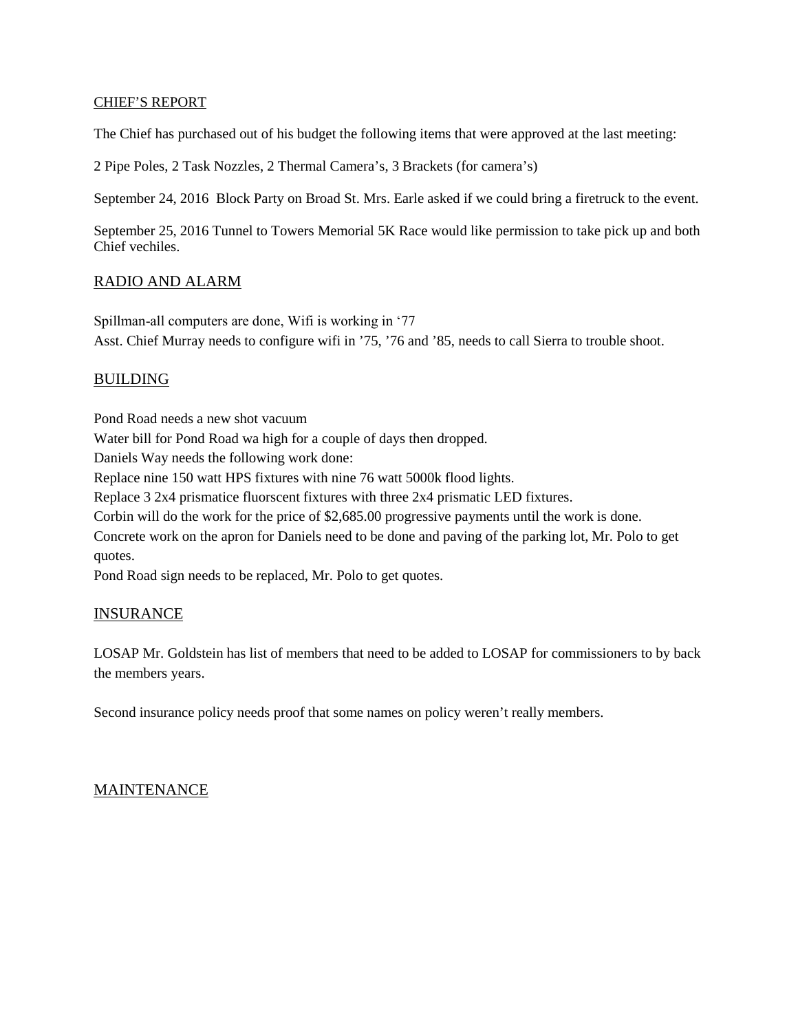## CHIEF'S REPORT

The Chief has purchased out of his budget the following items that were approved at the last meeting:

2 Pipe Poles, 2 Task Nozzles, 2 Thermal Camera's, 3 Brackets (for camera's)

September 24, 2016 Block Party on Broad St. Mrs. Earle asked if we could bring a firetruck to the event.

September 25, 2016 Tunnel to Towers Memorial 5K Race would like permission to take pick up and both Chief vechiles.

## RADIO AND ALARM

Spillman-all computers are done, Wifi is working in '77
Asst. Chief Murray needs to configure wifi in '75, '76 and '85, needs to call Sierra to trouble shoot.

## BUILDING

Pond Road needs a new shot vacuum
Water bill for Pond Road wa high for a couple of days then dropped.
Daniels Way needs the following work done:
Replace nine 150 watt HPS fixtures with nine 76 watt 5000k flood lights.
Replace 3 2x4 prismatice fluorscent fixtures with three 2x4 prismatic LED fixtures.
Corbin will do the work for the price of $2,685.00 progressive payments until the work is done.
Concrete work on the apron for Daniels need to be done and paving of the parking lot, Mr. Polo to get quotes.
Pond Road sign needs to be replaced, Mr. Polo to get quotes.

## INSURANCE

LOSAP Mr. Goldstein has list of members that need to be added to LOSAP for commissioners to by back the members years.

Second insurance policy needs proof that some names on policy weren't really members.

## MAINTENANCE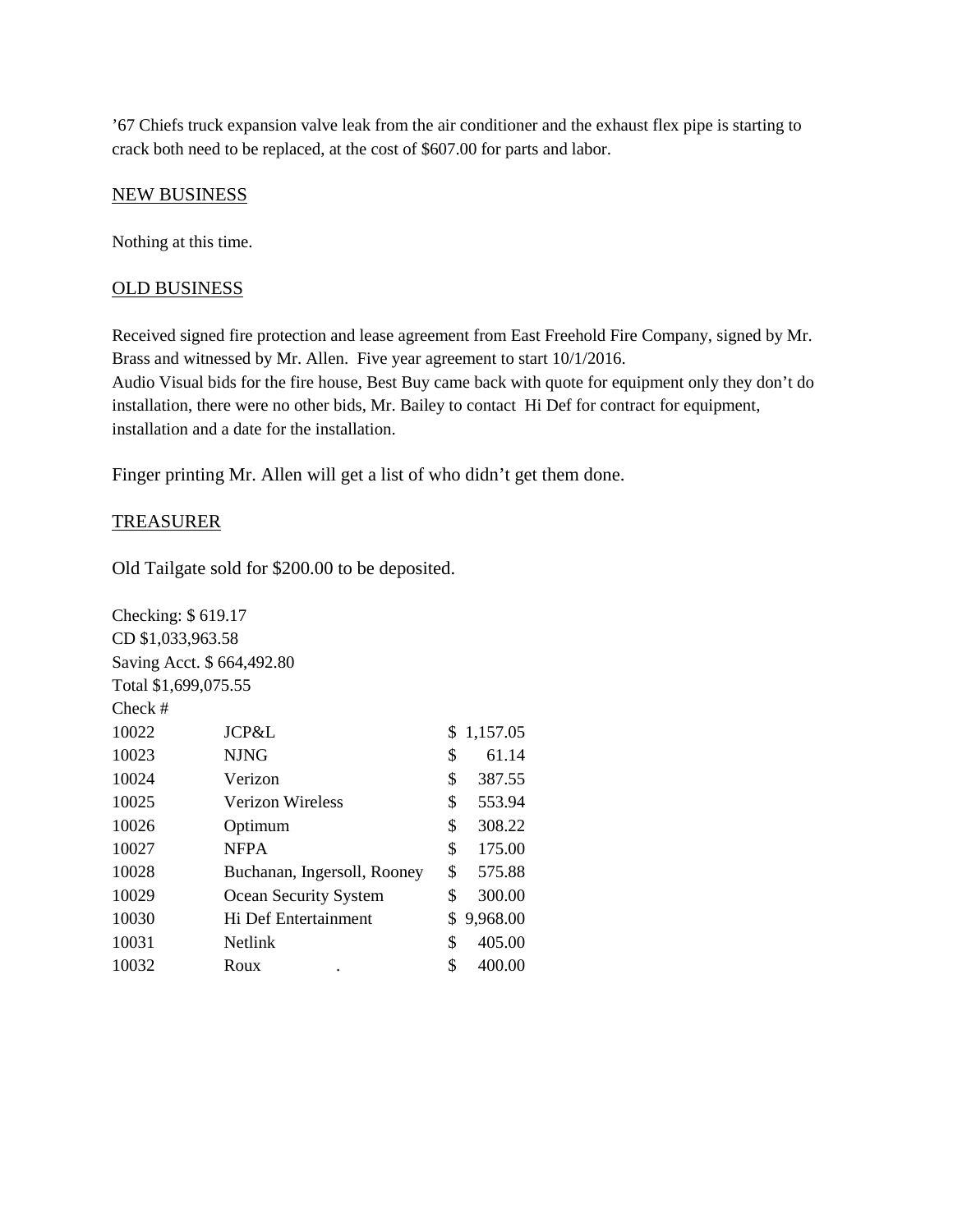’67 Chiefs truck expansion valve leak from the air conditioner and the exhaust flex pipe is starting to crack both need to be replaced, at the cost of $607.00 for parts and labor.

<u>NEW BUSINESS</u>

Nothing at this time.

<u>OLD BUSINESS</u>

Received signed fire protection and lease agreement from East Freehold Fire Company, signed by Mr. Brass and witnessed by Mr. Allen. Five year agreement to start 10/1/2016.
Audio Visual bids for the fire house, Best Buy came back with quote for equipment only they don’t do installation, there were no other bids, Mr. Bailey to contact Hi Def for contract for equipment, installation and a date for the installation.

Finger printing Mr. Allen will get a list of who didn’t get them done.

<u>TREASURER</u>

Old Tailgate sold for $200.00 to be deposited.

Checking: $ 619.17
CD $1,033,963.58
Saving Acct. $ 664,492.80
Total $1,699,075.55

| Check # | | |
|---|---|---|
| 10022 | JCP&L | $ 1,157.05 |
| 10023 | NJNG | $ 61.14 |
| 10024 | Verizon | $ 387.55 |
| 10025 | Verizon Wireless | $ 553.94 |
| 10026 | Optimum | $ 308.22 |
| 10027 | NFPA | $ 175.00 |
| 10028 | Buchanan, Ingersoll, Rooney | $ 575.88 |
| 10029 | Ocean Security System | $ 300.00 |
| 10030 | Hi Def Entertainment | $ 9,968.00 |
| 10031 | Netlink | $ 405.00 |
| 10032 | Roux . | $ 400.00 |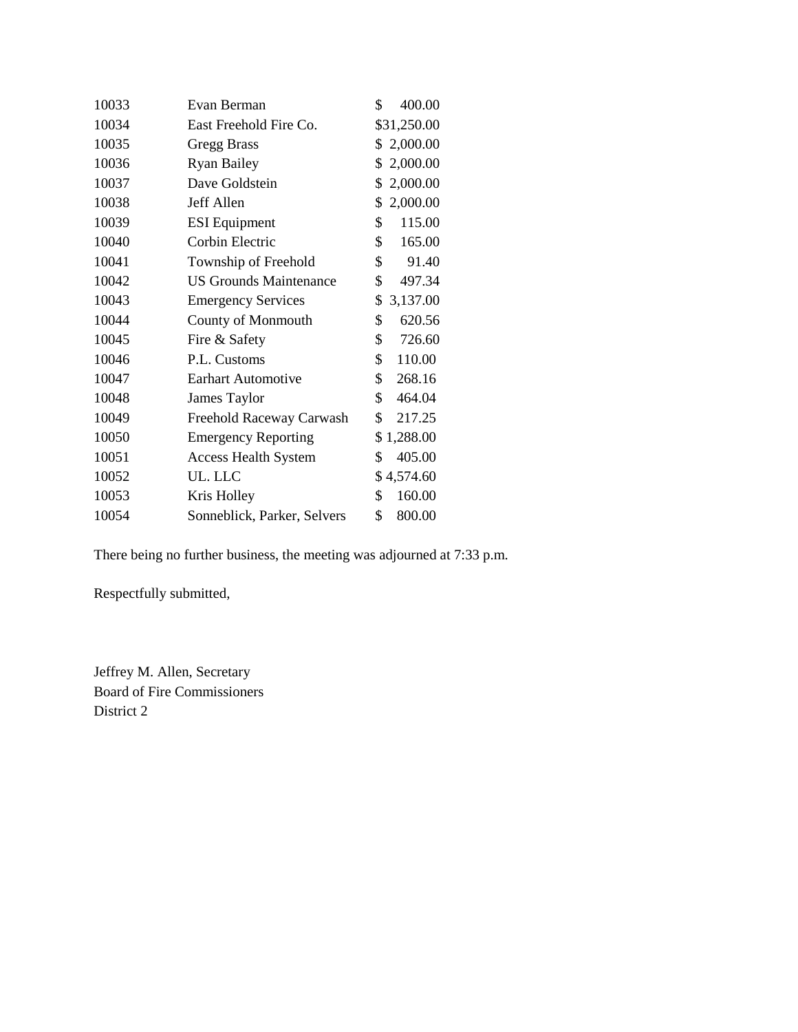| | | |
|---|---|---|
| 10033 | Evan Berman | $ 400.00 |
| 10034 | East Freehold Fire Co. | $31,250.00 |
| 10035 | Gregg Brass | $ 2,000.00 |
| 10036 | Ryan Bailey | $ 2,000.00 |
| 10037 | Dave Goldstein | $ 2,000.00 |
| 10038 | Jeff Allen | $ 2,000.00 |
| 10039 | ESI Equipment | $ 115.00 |
| 10040 | Corbin Electric | $ 165.00 |
| 10041 | Township of Freehold | $ 91.40 |
| 10042 | US Grounds Maintenance | $ 497.34 |
| 10043 | Emergency Services | $ 3,137.00 |
| 10044 | County of Monmouth | $ 620.56 |
| 10045 | Fire & Safety | $ 726.60 |
| 10046 | P.L. Customs | $ 110.00 |
| 10047 | Earhart Automotive | $ 268.16 |
| 10048 | James Taylor | $ 464.04 |
| 10049 | Freehold Raceway Carwash | $ 217.25 |
| 10050 | Emergency Reporting | $ 1,288.00 |
| 10051 | Access Health System | $ 405.00 |
| 10052 | UL. LLC | $ 4,574.60 |
| 10053 | Kris Holley | $ 160.00 |
| 10054 | Sonneblick, Parker, Selvers | $ 800.00 |

There being no further business, the meeting was adjourned at 7:33 p.m.

Respectfully submitted,

Jeffrey M. Allen, Secretary
Board of Fire Commissioners
District 2